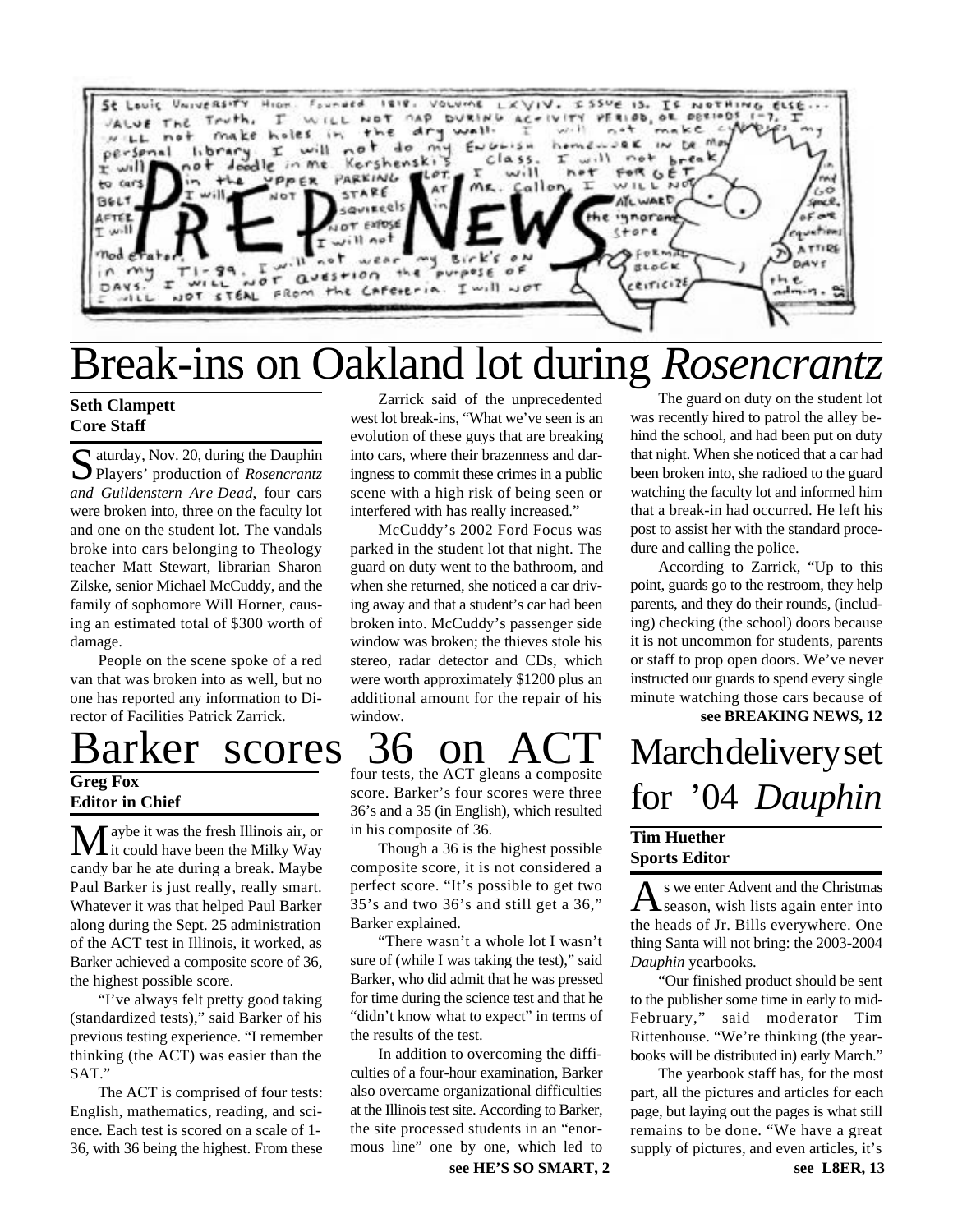St Louis University High. Founded 1818. Volume LXVIV. Issue 13. If nothing else... value the truth. I will not nap during activity period, or periods 1-7. I will not make holes in the dry wall. I will not make copies of my personal library. I will not do my English homework in Dr. Mo... I will not doodle in Mr. Kershenski's class. I will not break in to cars in the upper parking lot. I will not forget to... I will not stare at Mr. Callon. I will not... belt... squirrels in... awkward... after... not expose the ignorance... I will... I will not... store... space... moderator... of equations... in my TI-89. I will not wear my Birk's on formal block... attire days. I will not question the purpose of... criticize the admin... I will not steal from the Cafeteria. I will not

# PREP NEWS

# Break-ins on Oakland lot during *Rosencrantz*

**Seth Clampett**
**Core Staff**

Saturday, Nov. 20, during the Dauphin Players' production of *Rosencrantz and Guildenstern Are Dead*, four cars were broken into, three on the faculty lot and one on the student lot. The vandals broke into cars belonging to Theology teacher Matt Stewart, librarian Sharon Zilske, senior Michael McCuddy, and the family of sophomore Will Horner, causing an estimated total of $300 worth of damage.

People on the scene spoke of a red van that was broken into as well, but no one has reported any information to Director of Facilities Patrick Zarrick.

Zarrick said of the unprecedented west lot break-ins, "What we've seen is an evolution of these guys that are breaking into cars, where their brazenness and daringness to commit these crimes in a public scene with a high risk of being seen or interfered with has really increased."

McCuddy's 2002 Ford Focus was parked in the student lot that night. The guard on duty went to the bathroom, and when she returned, she noticed a car driving away and that a student's car had been broken into. McCuddy's passenger side window was broken; the thieves stole his stereo, radar detector and CDs, which were worth approximately $1200 plus an additional amount for the repair of his window.

The guard on duty on the student lot was recently hired to patrol the alley behind the school, and had been put on duty that night. When she noticed that a car had been broken into, she radioed to the guard watching the faculty lot and informed him that a break-in had occurred. He left his post to assist her with the standard procedure and calling the police.

According to Zarrick, "Up to this point, guards go to the restroom, they help parents, and they do their rounds, (including) checking (the school) doors because it is not uncommon for students, parents or staff to prop open doors. We've never instructed our guards to spend every single minute watching those cars because of

**see BREAKING NEWS, 12**

# Barker scores 36 on ACT

**Greg Fox**
**Editor in Chief**

Maybe it was the fresh Illinois air, or it could have been the Milky Way candy bar he ate during a break. Maybe Paul Barker is just really, really smart. Whatever it was that helped Paul Barker along during the Sept. 25 administration of the ACT test in Illinois, it worked, as Barker achieved a composite score of 36, the highest possible score.

"I've always felt pretty good taking (standardized tests)," said Barker of his previous testing experience. "I remember thinking (the ACT) was easier than the SAT."

The ACT is comprised of four tests: English, mathematics, reading, and science. Each test is scored on a scale of 1-36, with 36 being the highest. From these four tests, the ACT gleans a composite score. Barker's four scores were three 36's and a 35 (in English), which resulted in his composite of 36.

Though a 36 is the highest possible composite score, it is not considered a perfect score. "It's possible to get two 35's and two 36's and still get a 36," Barker explained.

"There wasn't a whole lot I wasn't sure of (while I was taking the test)," said Barker, who did admit that he was pressed for time during the science test and that he "didn't know what to expect" in terms of the results of the test.

In addition to overcoming the difficulties of a four-hour examination, Barker also overcame organizational difficulties at the Illinois test site. According to Barker, the site processed students in an "enormous line" one by one, which led to

**see HE'S SO SMART, 2**

# March delivery set for '04 *Dauphin*

**Tim Huether**
**Sports Editor**

As we enter Advent and the Christmas season, wish lists again enter into the heads of Jr. Bills everywhere. One thing Santa will not bring: the 2003-2004 *Dauphin* yearbooks.

"Our finished product should be sent to the publisher some time in early to mid-February," said moderator Tim Rittenhouse. "We're thinking (the yearbooks will be distributed in) early March."

The yearbook staff has, for the most part, all the pictures and articles for each page, but laying out the pages is what still remains to be done. "We have a great supply of pictures, and even articles, it's

**see L8ER, 13**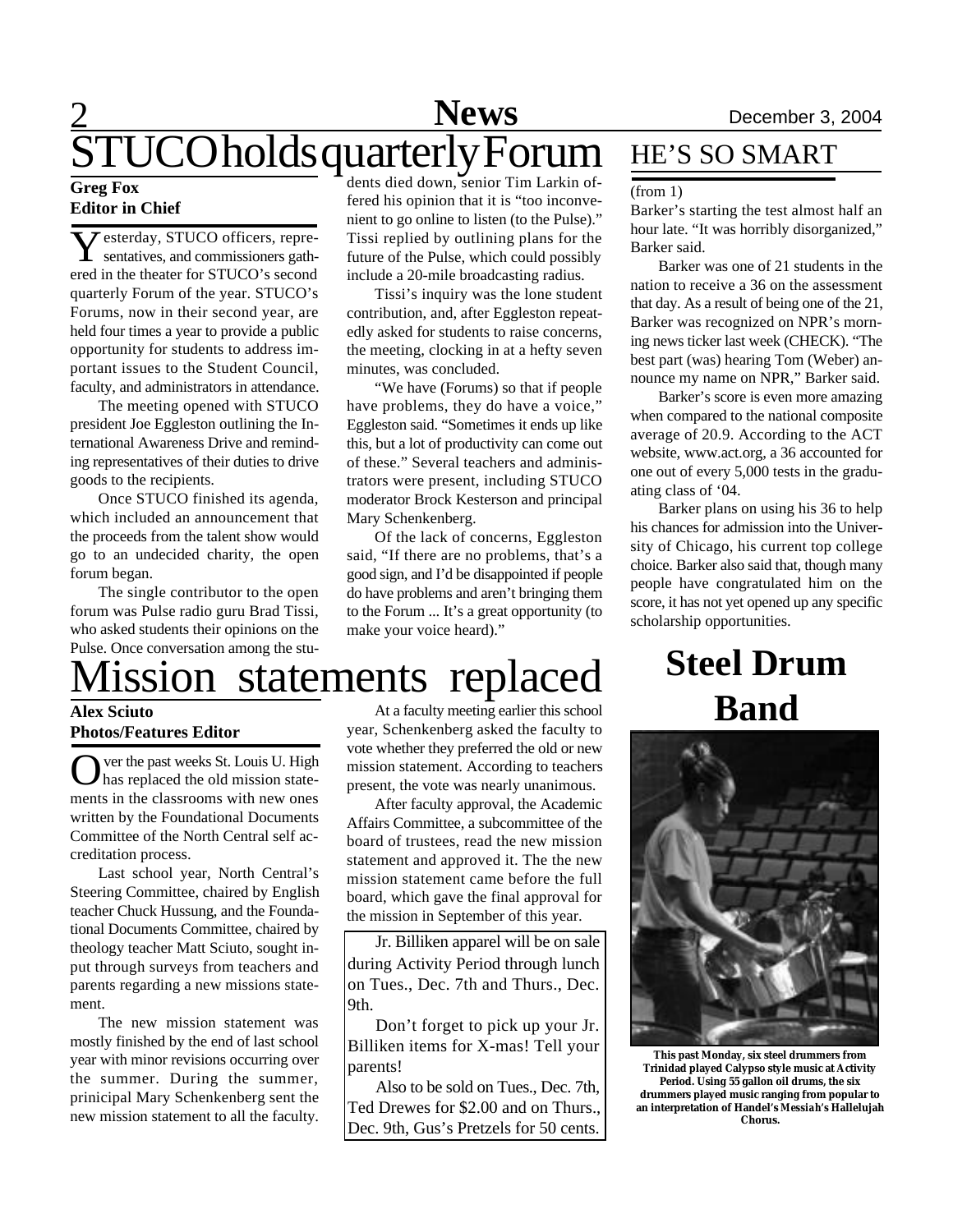# STUCO holds quarterly Forum

**Greg Fox**
**Editor in Chief**

Yesterday, STUCO officers, representatives, and commissioners gathered in the theater for STUCO's second quarterly Forum of the year. STUCO's Forums, now in their second year, are held four times a year to provide a public opportunity for students to address important issues to the Student Council, faculty, and administrators in attendance.

The meeting opened with STUCO president Joe Eggleston outlining the International Awareness Drive and reminding representatives of their duties to drive goods to the recipients.

Once STUCO finished its agenda, which included an announcement that the proceeds from the talent show would go to an undecided charity, the open forum began.

The single contributor to the open forum was Pulse radio guru Brad Tissi, who asked students their opinions on the Pulse. Once conversation among the students died down, senior Tim Larkin offered his opinion that it is "too inconvenient to go online to listen (to the Pulse)." Tissi replied by outlining plans for the future of the Pulse, which could possibly include a 20-mile broadcasting radius.

Tissi's inquiry was the lone student contribution, and, after Eggleston repeatedly asked for students to raise concerns, the meeting, clocking in at a hefty seven minutes, was concluded.

"We have (Forums) so that if people have problems, they do have a voice," Eggleston said. "Sometimes it ends up like this, but a lot of productivity can come out of these." Several teachers and administrators were present, including STUCO moderator Brock Kesterson and principal Mary Schenkenberg.

Of the lack of concerns, Eggleston said, "If there are no problems, that's a good sign, and I'd be disappointed if people do have problems and aren't bringing them to the Forum ... It's a great opportunity (to make your voice heard)."

# HE'S SO SMART

(from 1)

Barker's starting the test almost half an hour late. "It was horribly disorganized," Barker said.

Barker was one of 21 students in the nation to receive a 36 on the assessment that day. As a result of being one of the 21, Barker was recognized on NPR's morning news ticker last week (CHECK). "The best part (was) hearing Tom (Weber) announce my name on NPR," Barker said.

Barker's score is even more amazing when compared to the national composite average of 20.9. According to the ACT website, www.act.org, a 36 accounted for one out of every 5,000 tests in the graduating class of '04.

Barker plans on using his 36 to help his chances for admission into the University of Chicago, his current top college choice. Barker also said that, though many people have congratulated him on the score, it has not yet opened up any specific scholarship opportunities.

# Mission statements replaced

**Alex Sciuto**
**Photos/Features Editor**

Over the past weeks St. Louis U. High has replaced the old mission statements in the classrooms with new ones written by the Foundational Documents Committee of the North Central self accreditation process.

Last school year, North Central's Steering Committee, chaired by English teacher Chuck Hussung, and the Foundational Documents Committee, chaired by theology teacher Matt Sciuto, sought input through surveys from teachers and parents regarding a new missions statement.

The new mission statement was mostly finished by the end of last school year with minor revisions occurring over the summer. During the summer, prinicipal Mary Schenkenberg sent the new mission statement to all the faculty.

At a faculty meeting earlier this school year, Schenkenberg asked the faculty to vote whether they preferred the old or new mission statement. According to teachers present, the vote was nearly unanimous.

After faculty approval, the Academic Affairs Committee, a subcommittee of the board of trustees, read the new mission statement and approved it. The the new mission statement came before the full board, which gave the final approval for the mission in September of this year.

Jr. Billiken apparel will be on sale during Activity Period through lunch on Tues., Dec. 7th and Thurs., Dec. 9th.

Don't forget to pick up your Jr. Billiken items for X-mas! Tell your parents!

Also to be sold on Tues., Dec. 7th, Ted Drewes for $2.00 and on Thurs., Dec. 9th, Gus's Pretzels for 50 cents.

# Steel Drum Band

**This past Monday, six steel drummers from Trinidad played Calypso style music at Activity Period. Using 55 gallon oil drums, the six drummers played music ranging from popular to an interpretation of Handel's Messiah's Hallelujah Chorus.**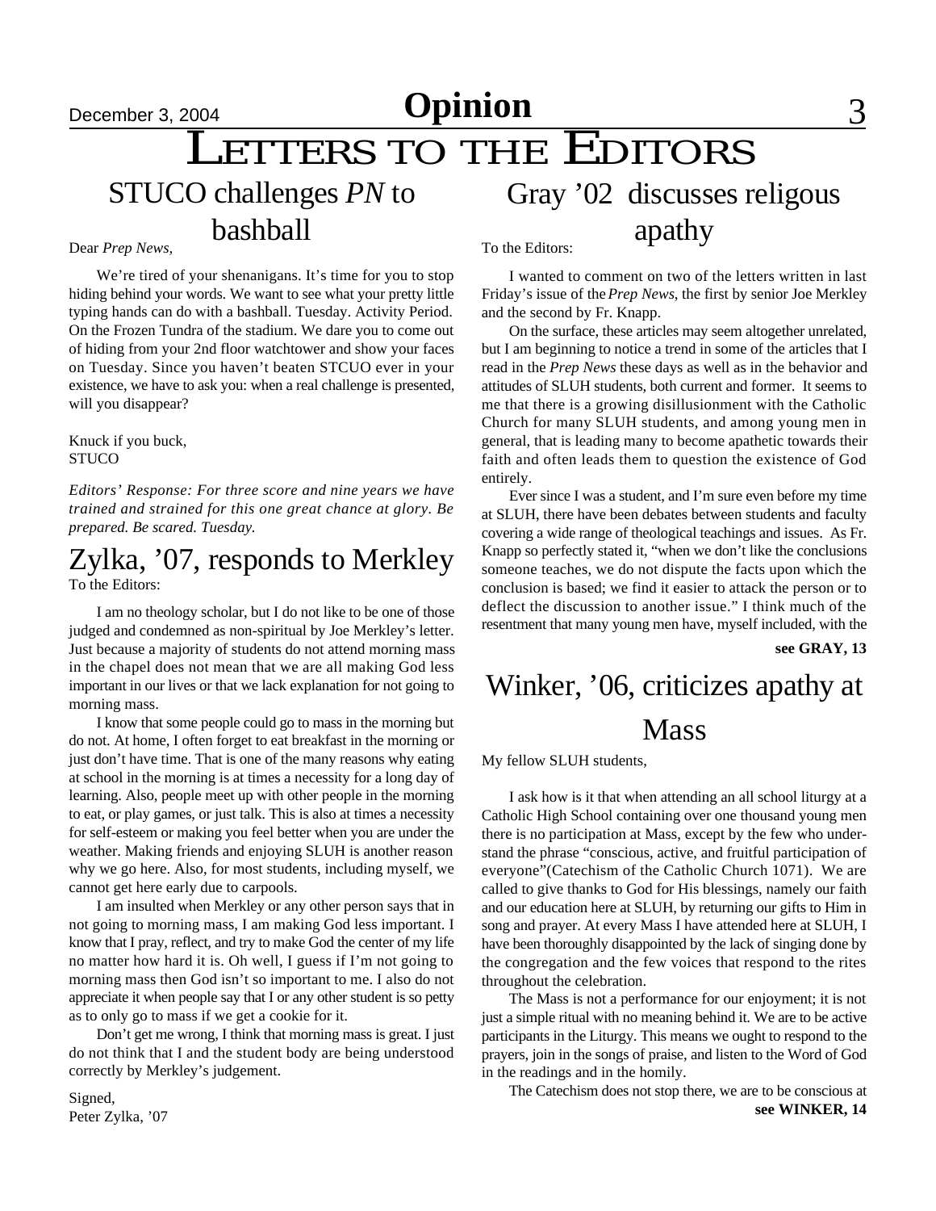# Opinion

# LETTERS TO THE EDITORS

## STUCO challenges *PN* to bashball

Dear *Prep News,*

We're tired of your shenanigans. It's time for you to stop hiding behind your words. We want to see what your pretty little typing hands can do with a bashball. Tuesday. Activity Period. On the Frozen Tundra of the stadium. We dare you to come out of hiding from your 2nd floor watchtower and show your faces on Tuesday. Since you haven't beaten STCUO ever in your existence, we have to ask you: when a real challenge is presented, will you disappear?

Knuck if you buck,
STUCO

*Editors' Response: For three score and nine years we have trained and strained for this one great chance at glory. Be prepared. Be scared. Tuesday.*

## Zylka, '07, responds to Merkley

To the Editors:

I am no theology scholar, but I do not like to be one of those judged and condemned as non-spiritual by Joe Merkley's letter. Just because a majority of students do not attend morning mass in the chapel does not mean that we are all making God less important in our lives or that we lack explanation for not going to morning mass.

I know that some people could go to mass in the morning but do not. At home, I often forget to eat breakfast in the morning or just don't have time. That is one of the many reasons why eating at school in the morning is at times a necessity for a long day of learning. Also, people meet up with other people in the morning to eat, or play games, or just talk. This is also at times a necessity for self-esteem or making you feel better when you are under the weather. Making friends and enjoying SLUH is another reason why we go here. Also, for most students, including myself, we cannot get here early due to carpools.

I am insulted when Merkley or any other person says that in not going to morning mass, I am making God less important. I know that I pray, reflect, and try to make God the center of my life no matter how hard it is. Oh well, I guess if I'm not going to morning mass then God isn't so important to me. I also do not appreciate it when people say that I or any other student is so petty as to only go to mass if we get a cookie for it.

Don't get me wrong, I think that morning mass is great. I just do not think that I and the student body are being understood correctly by Merkley's judgement.

Signed,
Peter Zylka, '07

## Gray '02 discusses religous apathy

To the Editors:

I wanted to comment on two of the letters written in last Friday's issue of the *Prep News*, the first by senior Joe Merkley and the second by Fr. Knapp.

On the surface, these articles may seem altogether unrelated, but I am beginning to notice a trend in some of the articles that I read in the *Prep News* these days as well as in the behavior and attitudes of SLUH students, both current and former. It seems to me that there is a growing disillusionment with the Catholic Church for many SLUH students, and among young men in general, that is leading many to become apathetic towards their faith and often leads them to question the existence of God entirely.

Ever since I was a student, and I'm sure even before my time at SLUH, there have been debates between students and faculty covering a wide range of theological teachings and issues. As Fr. Knapp so perfectly stated it, "when we don't like the conclusions someone teaches, we do not dispute the facts upon which the conclusion is based; we find it easier to attack the person or to deflect the discussion to another issue." I think much of the resentment that many young men have, myself included, with the

**see GRAY, 13**

## Winker, '06, criticizes apathy at Mass

My fellow SLUH students,

I ask how is it that when attending an all school liturgy at a Catholic High School containing over one thousand young men there is no participation at Mass, except by the few who understand the phrase "conscious, active, and fruitful participation of everyone"(Catechism of the Catholic Church 1071). We are called to give thanks to God for His blessings, namely our faith and our education here at SLUH, by returning our gifts to Him in song and prayer. At every Mass I have attended here at SLUH, I have been thoroughly disappointed by the lack of singing done by the congregation and the few voices that respond to the rites throughout the celebration.

The Mass is not a performance for our enjoyment; it is not just a simple ritual with no meaning behind it. We are to be active participants in the Liturgy. This means we ought to respond to the prayers, join in the songs of praise, and listen to the Word of God in the readings and in the homily.

The Catechism does not stop there, we are to be conscious at

**see WINKER, 14**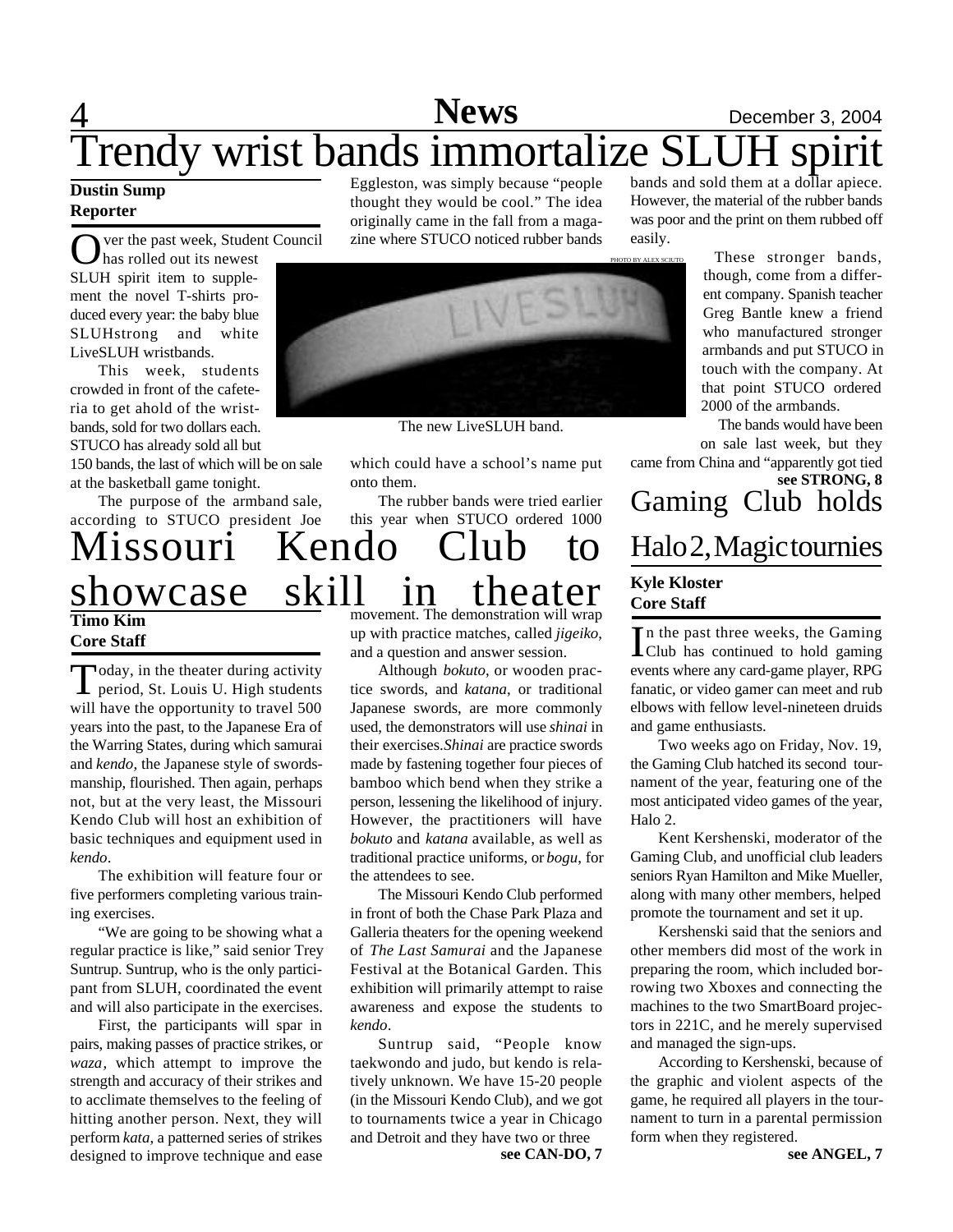# Trendy wrist bands immortalize SLUH spirit

**Dustin Sump**
**Reporter**

Over the past week, Student Council has rolled out its newest SLUH spirit item to supplement the novel T-shirts produced every year: the baby blue SLUHstrong and white LiveSLUH wristbands.

This week, students crowded in front of the cafeteria to get ahold of the wristbands, sold for two dollars each. STUCO has already sold all but 150 bands, the last of which will be on sale at the basketball game tonight.

The purpose of the armband sale, according to STUCO president Joe Eggleston, was simply because "people thought they would be cool." The idea originally came in the fall from a magazine where STUCO noticed rubber bands which could have a school's name put onto them.

The rubber bands were tried earlier this year when STUCO ordered 1000 bands and sold them at a dollar apiece. However, the material of the rubber bands was poor and the print on them rubbed off easily.

PHOTO BY ALEX SCIUTO

The new LiveSLUH band.

These stronger bands, though, come from a different company. Spanish teacher Greg Bantle knew a friend who manufactured stronger armbands and put STUCO in touch with the company. At that point STUCO ordered 2000 of the armbands.

The bands would have been on sale last week, but they came from China and "apparently got tied

**see STRONG, 8**

# Missouri Kendo Club to showcase skill in theater

**Timo Kim**
**Core Staff**

Today, in the theater during activity period, St. Louis U. High students will have the opportunity to travel 500 years into the past, to the Japanese Era of the Warring States, during which samurai and *kendo*, the Japanese style of swordsmanship, flourished. Then again, perhaps not, but at the very least, the Missouri Kendo Club will host an exhibition of basic techniques and equipment used in *kendo*.

The exhibition will feature four or five performers completing various training exercises.

"We are going to be showing what a regular practice is like," said senior Trey Suntrup. Suntrup, who is the only participant from SLUH, coordinated the event and will also participate in the exercises.

First, the participants will spar in pairs, making passes of practice strikes, or *waza*, which attempt to improve the strength and accuracy of their strikes and to acclimate themselves to the feeling of hitting another person. Next, they will perform *kata*, a patterned series of strikes designed to improve technique and ease movement. The demonstration will wrap up with practice matches, called *jigeiko*, and a question and answer session.

Although *bokuto*, or wooden practice swords, and *katana*, or traditional Japanese swords, are more commonly used, the demonstrators will use *shinai* in their exercises. *Shinai* are practice swords made by fastening together four pieces of bamboo which bend when they strike a person, lessening the likelihood of injury. However, the practitioners will have *bokuto* and *katana* available, as well as traditional practice uniforms, or *bogu*, for the attendees to see.

The Missouri Kendo Club performed in front of both the Chase Park Plaza and Galleria theaters for the opening weekend of *The Last Samurai* and the Japanese Festival at the Botanical Garden. This exhibition will primarily attempt to raise awareness and expose the students to *kendo*.

Suntrup said, "People know taekwondo and judo, but kendo is relatively unknown. We have 15-20 people (in the Missouri Kendo Club), and we got to tournaments twice a year in Chicago and Detroit and they have two or three

**see CAN-DO, 7**

# Gaming Club holds Halo 2, Magic tournies

**Kyle Kloster**
**Core Staff**

In the past three weeks, the Gaming Club has continued to hold gaming events where any card-game player, RPG fanatic, or video gamer can meet and rub elbows with fellow level-nineteen druids and game enthusiasts.

Two weeks ago on Friday, Nov. 19, the Gaming Club hatched its second tournament of the year, featuring one of the most anticipated video games of the year, Halo 2.

Kent Kershenski, moderator of the Gaming Club, and unofficial club leaders seniors Ryan Hamilton and Mike Mueller, along with many other members, helped promote the tournament and set it up.

Kershenski said that the seniors and other members did most of the work in preparing the room, which included borrowing two Xboxes and connecting the machines to the two SmartBoard projectors in 221C, and he merely supervised and managed the sign-ups.

According to Kershenski, because of the graphic and violent aspects of the game, he required all players in the tournament to turn in a parental permission form when they registered.

**see ANGEL, 7**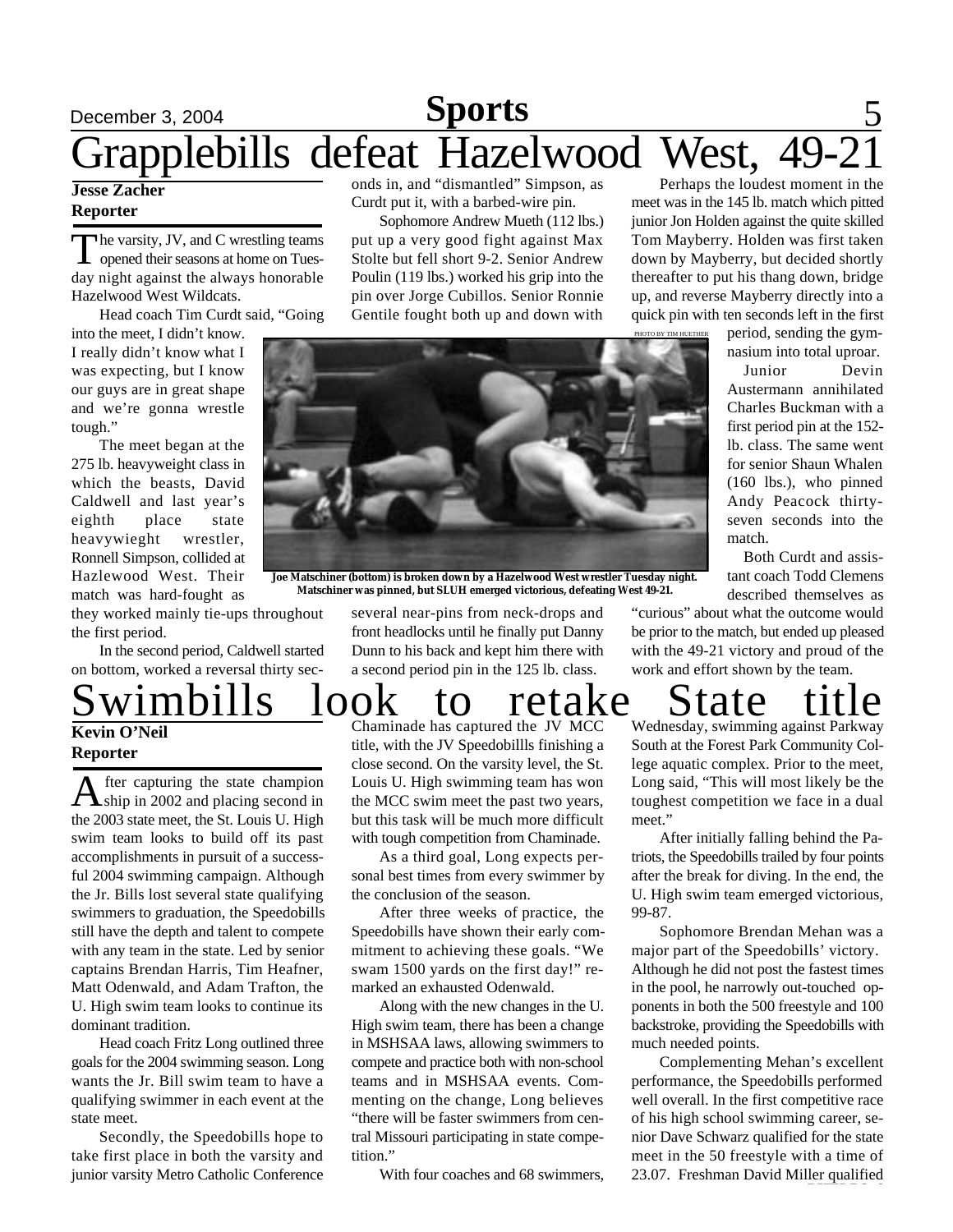# Grapplebills defeat Hazelwood West, 49-21

**Jesse Zacher**
**Reporter**

The varsity, JV, and C wrestling teams opened their seasons at home on Tuesday night against the always honorable Hazelwood West Wildcats.

Head coach Tim Curdt said, "Going into the meet, I didn't know. I really didn't know what I was expecting, but I know our guys are in great shape and we're gonna wrestle tough."

The meet began at the 275 lb. heavyweight class in which the beasts, David Caldwell and last year's eighth place state heavywieght wrestler, Ronnell Simpson, collided at Hazlewood West. Their match was hard-fought as they worked mainly tie-ups throughout the first period.

In the second period, Caldwell started on bottom, worked a reversal thirty seconds in, and "dismantled" Simpson, as Curdt put it, with a barbed-wire pin.

Sophomore Andrew Mueth (112 lbs.) put up a very good fight against Max Stolte but fell short 9-2. Senior Andrew Poulin (119 lbs.) worked his grip into the pin over Jorge Cubillos. Senior Ronnie Gentile fought both up and down with several near-pins from neck-drops and front headlocks until he finally put Danny Dunn to his back and kept him there with a second period pin in the 125 lb. class.

PHOTO BY TIM HUETHER

**Joe Matschiner (bottom) is broken down by a Hazelwood West wrestler Tuesday night. Matschiner was pinned, but SLUH emerged victorious, defeating West 49-21.**

Perhaps the loudest moment in the meet was in the 145 lb. match which pitted junior Jon Holden against the quite skilled Tom Mayberry. Holden was first taken down by Mayberry, but decided shortly thereafter to put his thang down, bridge up, and reverse Mayberry directly into a quick pin with ten seconds left in the first period, sending the gymnasium into total uproar.

Junior Devin Austermann annihilated Charles Buckman with a first period pin at the 152-lb. class. The same went for senior Shaun Whalen (160 lbs.), who pinned Andy Peacock thirty-seven seconds into the match.

Both Curdt and assistant coach Todd Clemens described themselves as "curious" about what the outcome would be prior to the match, but ended up pleased with the 49-21 victory and proud of the work and effort shown by the team.

# Swimbills look to retake State title

**Kevin O'Neil**
**Reporter**

After capturing the state championship in 2002 and placing second in the 2003 state meet, the St. Louis U. High swim team looks to build off its past accomplishments in pursuit of a successful 2004 swimming campaign. Although the Jr. Bills lost several state qualifying swimmers to graduation, the Speedobills still have the depth and talent to compete with any team in the state. Led by senior captains Brendan Harris, Tim Heafner, Matt Odenwald, and Adam Trafton, the U. High swim team looks to continue its dominant tradition.

Head coach Fritz Long outlined three goals for the 2004 swimming season. Long wants the Jr. Bill swim team to have a qualifying swimmer in each event at the state meet.

Secondly, the Speedobills hope to take first place in both the varsity and junior varsity Metro Catholic Conference Chaminade has captured the JV MCC title, with the JV Speedobillls finishing a close second. On the varsity level, the St. Louis U. High swimming team has won the MCC swim meet the past two years, but this task will be much more difficult with tough competition from Chaminade.

As a third goal, Long expects personal best times from every swimmer by the conclusion of the season.

After three weeks of practice, the Speedobills have shown their early commitment to achieving these goals. "We swam 1500 yards on the first day!" remarked an exhausted Odenwald.

Along with the new changes in the U. High swim team, there has been a change in MSHSAA laws, allowing swimmers to compete and practice both with non-school teams and in MSHSAA events. Commenting on the change, Long believes "there will be faster swimmers from central Missouri participating in state competition."

With four coaches and 68 swimmers, Wednesday, swimming against Parkway South at the Forest Park Community College aquatic complex. Prior to the meet, Long said, "This will most likely be the toughest competition we face in a dual meet."

After initially falling behind the Patriots, the Speedobills trailed by four points after the break for diving. In the end, the U. High swim team emerged victorious, 99-87.

Sophomore Brendan Mehan was a major part of the Speedobills' victory. Although he did not post the fastest times in the pool, he narrowly out-touched opponents in both the 500 freestyle and 100 backstroke, providing the Speedobills with much needed points.

Complementing Mehan's excellent performance, the Speedobills performed well overall. In the first competitive race of his high school swimming career, senior Dave Schwarz qualified for the state meet in the 50 freestyle with a time of 23.07. Freshman David Miller qualified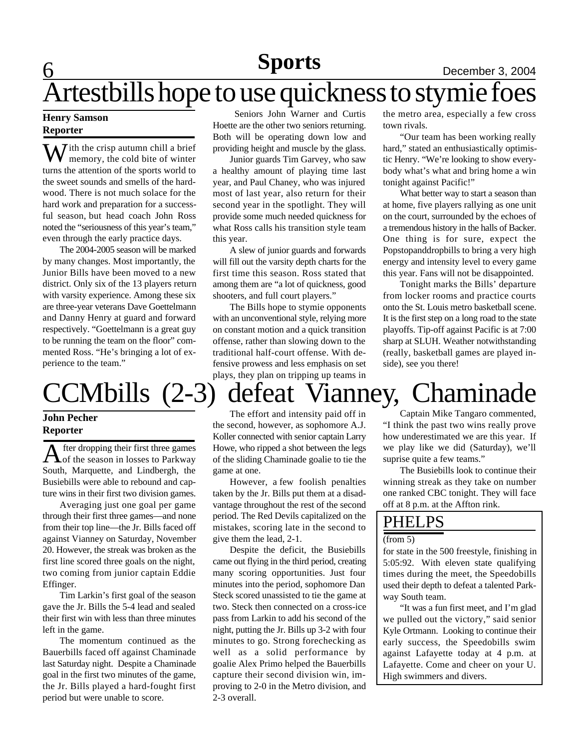# Artestbills hope to use quickness to stymie foes

**Henry Samson**
**Reporter**

With the crisp autumn chill a brief memory, the cold bite of winter turns the attention of the sports world to the sweet sounds and smells of the hardwood. There is not much solace for the hard work and preparation for a successful season, but head coach John Ross noted the "seriousness of this year's team," even through the early practice days.

The 2004-2005 season will be marked by many changes. Most importantly, the Junior Bills have been moved to a new district. Only six of the 13 players return with varsity experience. Among these six are three-year veterans Dave Goettelmann and Danny Henry at guard and forward respectively. "Goettelmann is a great guy to be running the team on the floor" commented Ross. "He's bringing a lot of experience to the team."

Seniors John Warner and Curtis Hoette are the other two seniors returning. Both will be operating down low and providing height and muscle by the glass.

Junior guards Tim Garvey, who saw a healthy amount of playing time last year, and Paul Chaney, who was injured most of last year, also return for their second year in the spotlight. They will provide some much needed quickness for what Ross calls his transition style team this year.

A slew of junior guards and forwards will fill out the varsity depth charts for the first time this season. Ross stated that among them are "a lot of quickness, good shooters, and full court players."

The Bills hope to stymie opponents with an unconventional style, relying more on constant motion and a quick transition offense, rather than slowing down to the traditional half-court offense. With defensive prowess and less emphasis on set plays, they plan on tripping up teams in the metro area, especially a few cross town rivals.

"Our team has been working really hard," stated an enthusiastically optimistic Henry. "We're looking to show everybody what's what and bring home a win tonight against Pacific!"

What better way to start a season than at home, five players rallying as one unit on the court, surrounded by the echoes of a tremendous history in the halls of Backer. One thing is for sure, expect the Popstopanddropbills to bring a very high energy and intensity level to every game this year. Fans will not be disappointed.

Tonight marks the Bills' departure from locker rooms and practice courts onto the St. Louis metro basketball scene. It is the first step on a long road to the state playoffs. Tip-off against Pacific is at 7:00 sharp at SLUH. Weather notwithstanding (really, basketball games are played inside), see you there!

# CCMbills (2-3) defeat Vianney, Chaminade

**John Pecher**
**Reporter**

After dropping their first three games of the season in losses to Parkway South, Marquette, and Lindbergh, the Busiebills were able to rebound and capture wins in their first two division games.

Averaging just one goal per game through their first three games—and none from their top line—the Jr. Bills faced off against Vianney on Saturday, November 20. However, the streak was broken as the first line scored three goals on the night, two coming from junior captain Eddie Effinger.

Tim Larkin's first goal of the season gave the Jr. Bills the 5-4 lead and sealed their first win with less than three minutes left in the game.

The momentum continued as the Bauerbills faced off against Chaminade last Saturday night. Despite a Chaminade goal in the first two minutes of the game, the Jr. Bills played a hard-fought first period but were unable to score.

The effort and intensity paid off in the second, however, as sophomore A.J. Koller connected with senior captain Larry Howe, who ripped a shot between the legs of the sliding Chaminade goalie to tie the game at one.

However, a few foolish penalties taken by the Jr. Bills put them at a disadvantage throughout the rest of the second period. The Red Devils capitalized on the mistakes, scoring late in the second to give them the lead, 2-1.

Despite the deficit, the Busiebills came out flying in the third period, creating many scoring opportunities. Just four minutes into the period, sophomore Dan Steck scored unassisted to tie the game at two. Steck then connected on a cross-ice pass from Larkin to add his second of the night, putting the Jr. Bills up 3-2 with four minutes to go. Strong forechecking as well as a solid performance by goalie Alex Primo helped the Bauerbills capture their second division win, improving to 2-0 in the Metro division, and 2-3 overall.

Captain Mike Tangaro commented, "I think the past two wins really prove how underestimated we are this year. If we play like we did (Saturday), we'll suprise quite a few teams."

The Busiebills look to continue their winning streak as they take on number one ranked CBC tonight. They will face off at 8 p.m. at the Affton rink.

## PHELPS

(from 5)

for state in the 500 freestyle, finishing in 5:05:92. With eleven state qualifying times during the meet, the Speedobills used their depth to defeat a talented Parkway South team.

"It was a fun first meet, and I'm glad we pulled out the victory," said senior Kyle Ortmann. Looking to continue their early success, the Speedobills swim against Lafayette today at 4 p.m. at Lafayette. Come and cheer on your U. High swimmers and divers.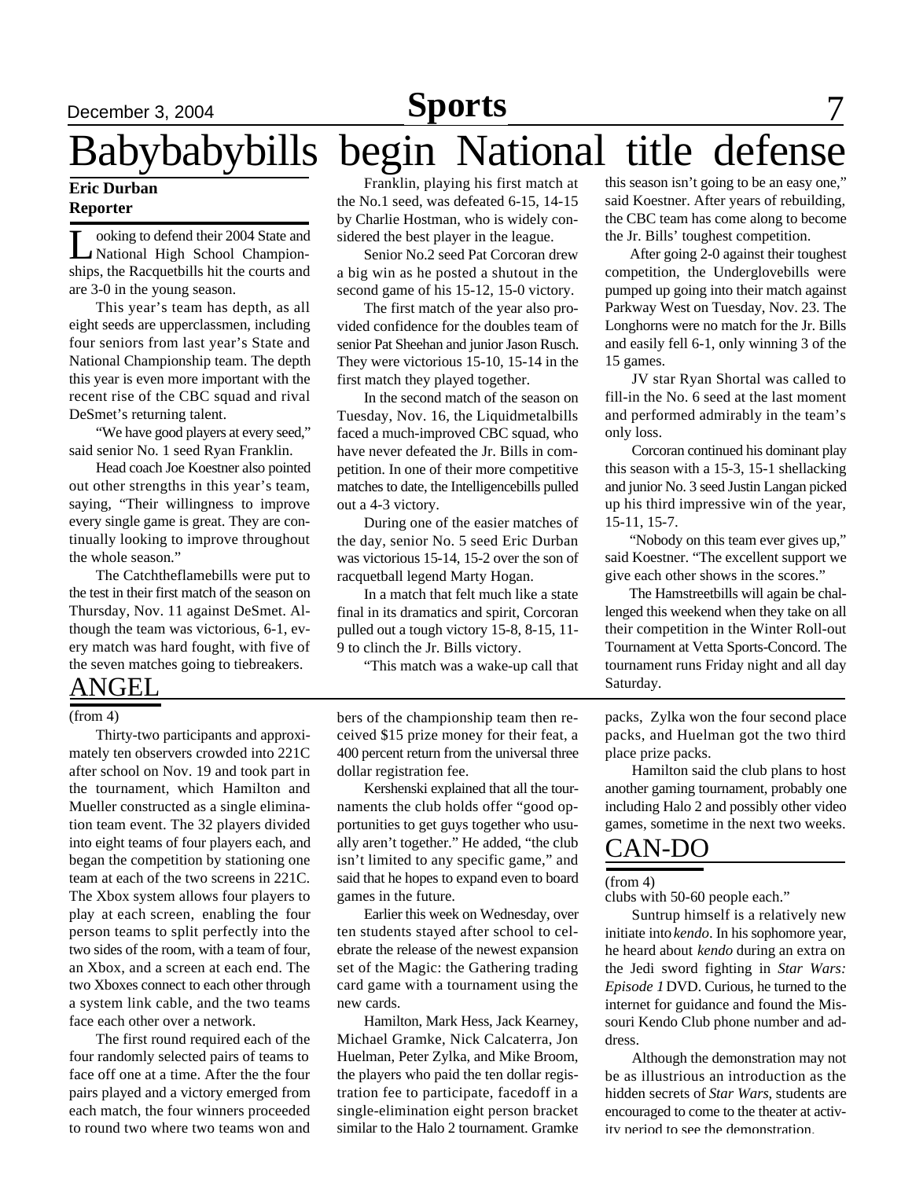# Babybabybills begin National title defense

**Eric Durban**
**Reporter**

Looking to defend their 2004 State and National High School Championships, the Racquetbills hit the courts and are 3-0 in the young season.

This year's team has depth, as all eight seeds are upperclassmen, including four seniors from last year's State and National Championship team. The depth this year is even more important with the recent rise of the CBC squad and rival DeSmet's returning talent.

"We have good players at every seed," said senior No. 1 seed Ryan Franklin.

Head coach Joe Koestner also pointed out other strengths in this year's team, saying, "Their willingness to improve every single game is great. They are continually looking to improve throughout the whole season."

The Catchtheflamebills were put to the test in their first match of the season on Thursday, Nov. 11 against DeSmet. Although the team was victorious, 6-1, every match was hard fought, with five of the seven matches going to tiebreakers.

Franklin, playing his first match at the No.1 seed, was defeated 6-15, 14-15 by Charlie Hostman, who is widely considered the best player in the league.

Senior No.2 seed Pat Corcoran drew a big win as he posted a shutout in the second game of his 15-12, 15-0 victory.

The first match of the year also provided confidence for the doubles team of senior Pat Sheehan and junior Jason Rusch. They were victorious 15-10, 15-14 in the first match they played together.

In the second match of the season on Tuesday, Nov. 16, the Liquidmetalbills faced a much-improved CBC squad, who have never defeated the Jr. Bills in competition. In one of their more competitive matches to date, the Intelligencebills pulled out a 4-3 victory.

During one of the easier matches of the day, senior No. 5 seed Eric Durban was victorious 15-14, 15-2 over the son of racquetball legend Marty Hogan.

In a match that felt much like a state final in its dramatics and spirit, Corcoran pulled out a tough victory 15-8, 8-15, 11-9 to clinch the Jr. Bills victory.

"This match was a wake-up call that this season isn't going to be an easy one," said Koestner. After years of rebuilding, the CBC team has come along to become the Jr. Bills' toughest competition.

After going 2-0 against their toughest competition, the Undergloveblls were pumped up going into their match against Parkway West on Tuesday, Nov. 23. The Longhorns were no match for the Jr. Bills and easily fell 6-1, only winning 3 of the 15 games.

JV star Ryan Shortal was called to fill-in the No. 6 seed at the last moment and performed admirably in the team's only loss.

Corcoran continued his dominant play this season with a 15-3, 15-1 shellacking and junior No. 3 seed Justin Langan picked up his third impressive win of the year, 15-11, 15-7.

"Nobody on this team ever gives up," said Koestner. "The excellent support we give each other shows in the scores."

The Hamstreetbills will again be challenged this weekend when they take on all their competition in the Winter Roll-out Tournament at Vetta Sports-Concord. The tournament runs Friday night and all day Saturday.

## ANGEL

(from 4)

Thirty-two participants and approximately ten observers crowded into 221C after school on Nov. 19 and took part in the tournament, which Hamilton and Mueller constructed as a single elimination team event. The 32 players divided into eight teams of four players each, and began the competition by stationing one team at each of the two screens in 221C. The Xbox system allows four players to play at each screen, enabling the four person teams to split perfectly into the two sides of the room, with a team of four, an Xbox, and a screen at each end. The two Xboxes connect to each other through a system link cable, and the two teams face each other over a network.

The first round required each of the four randomly selected pairs of teams to face off one at a time. After the the four pairs played and a victory emerged from each match, the four winners proceeded to round two where two teams won and members of the championship team then received $15 prize money for their feat, a 400 percent return from the universal three dollar registration fee.

Kershenski explained that all the tournaments the club holds offer "good opportunities to get guys together who usually aren't together." He added, "the club isn't limited to any specific game," and said that he hopes to expand even to board games in the future.

Earlier this week on Wednesday, over ten students stayed after school to celebrate the release of the newest expansion set of the Magic: the Gathering trading card game with a tournament using the new cards.

Hamilton, Mark Hess, Jack Kearney, Michael Gramke, Nick Calcaterra, Jon Huelman, Peter Zylka, and Mike Broom, the players who paid the ten dollar registration fee to participate, facedoff in a single-elimination eight person bracket similar to the Halo 2 tournament. Gramke packs, Zylka won the four second place packs, and Huelman got the two third place prize packs.

Hamilton said the club plans to host another gaming tournament, probably one including Halo 2 and possibly other video games, sometime in the next two weeks.

## CAN-DO

(from 4)

clubs with 50-60 people each."

Suntrup himself is a relatively new initiate into *kendo*. In his sophomore year, he heard about *kendo* during an extra on the Jedi sword fighting in *Star Wars: Episode 1* DVD. Curious, he turned to the internet for guidance and found the Missouri Kendo Club phone number and address.

Although the demonstration may not be as illustrious an introduction as the hidden secrets of *Star Wars*, students are encouraged to come to the theater at activity period to see the demonstration.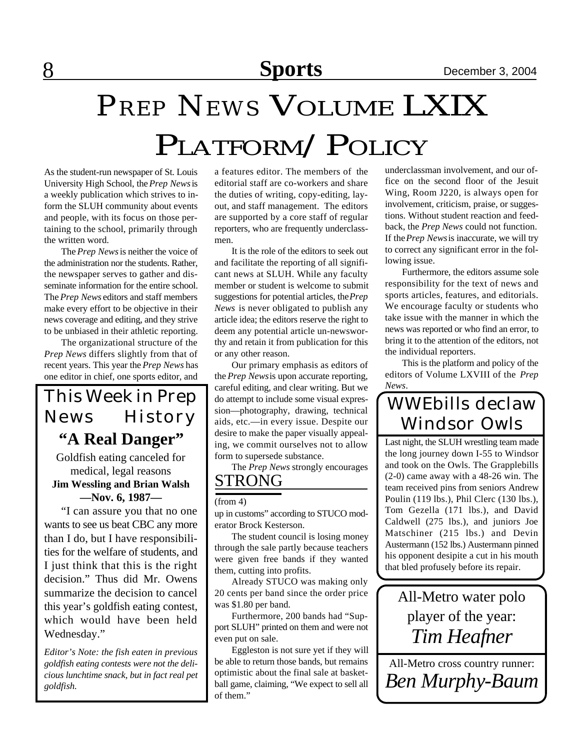# Prep News Volume LXIX Platform/ Policy

As the student-run newspaper of St. Louis University High School, the *Prep News* is a weekly publication which strives to inform the SLUH community about events and people, with its focus on those pertaining to the school, primarily through the written word.

The *Prep News* is neither the voice of the administration nor the students. Rather, the newspaper serves to gather and disseminate information for the entire school. The *Prep News* editors and staff members make every effort to be objective in their news coverage and editing, and they strive to be unbiased in their athletic reporting.

The organizational structure of the *Prep News* differs slightly from that of recent years. This year the *Prep News* has one editor in chief, one sports editor, and a features editor. The members of the editorial staff are co-workers and share the duties of writing, copy-editing, layout, and staff management. The editors are supported by a core staff of regular reporters, who are frequently underclassmen.

It is the role of the editors to seek out and facilitate the reporting of all significant news at SLUH. While any faculty member or student is welcome to submit suggestions for potential articles, the *Prep News* is never obligated to publish any article idea; the editors reserve the right to deem any potential article un-newsworthy and retain it from publication for this or any other reason.

Our primary emphasis as editors of the *Prep News* is upon accurate reporting, careful editing, and clear writing. But we do attempt to include some visual expression—photography, drawing, technical aids, etc.—in every issue. Despite our desire to make the paper visually appealing, we commit ourselves not to allow form to supersede substance.

The *Prep News* strongly encourages underclassman involvement, and our office on the second floor of the Jesuit Wing, Room J220, is always open for involvement, criticism, praise, or suggestions. Without student reaction and feedback, the *Prep News* could not function. If the *Prep News* is inaccurate, we will try to correct any significant error in the following issue.

Furthermore, the editors assume sole responsibility for the text of news and sports articles, features, and editorials. We encourage faculty or students who take issue with the manner in which the news was reported or who find an error, to bring it to the attention of the editors, not the individual reporters.

This is the platform and policy of the editors of Volume LXVIII of the *Prep News*.

## This Week in Prep News History

### "A Real Danger"

Goldfish eating canceled for medical, legal reasons

**Jim Wessling and Brian Walsh**

**—Nov. 6, 1987—**

"I can assure you that no one wants to see us beat CBC any more than I do, but I have responsibilities for the welfare of students, and I just think that this is the right decision." Thus did Mr. Owens summarize the decision to cancel this year's goldfish eating contest, which would have been held Wednesday."

*Editor's Note: the fish eaten in previous goldfish eating contests were not the delicious lunchtime snack, but in fact real pet goldfish.*

## STRONG

(from 4)

up in customs" according to STUCO moderator Brock Kesterson.

The student council is losing money through the sale partly because teachers were given free bands if they wanted them, cutting into profits.

Already STUCO was making only 20 cents per band since the order price was $1.80 per band.

Furthermore, 200 bands had "Support SLUH" printed on them and were not even put on sale.

Eggleston is not sure yet if they will be able to return those bands, but remains optimistic about the final sale at basketball game, claiming, "We expect to sell all of them."

## WWEbills declaw Windsor Owls

Last night, the SLUH wrestling team made the long journey down I-55 to Windsor and took on the Owls. The Grapplebills (2-0) came away with a 48-26 win. The team received pins from seniors Andrew Poulin (119 lbs.), Phil Clerc (130 lbs.), Tom Gezella (171 lbs.), and David Caldwell (275 lbs.), and juniors Joe Matschiner (215 lbs.) and Devin Austermann (152 lbs.) Austermann pinned his opponent desipite a cut in his mouth that bled profusely before its repair.

All-Metro water polo player of the year:

*Tim Heafner*

All-Metro cross country runner:

*Ben Murphy-Baum*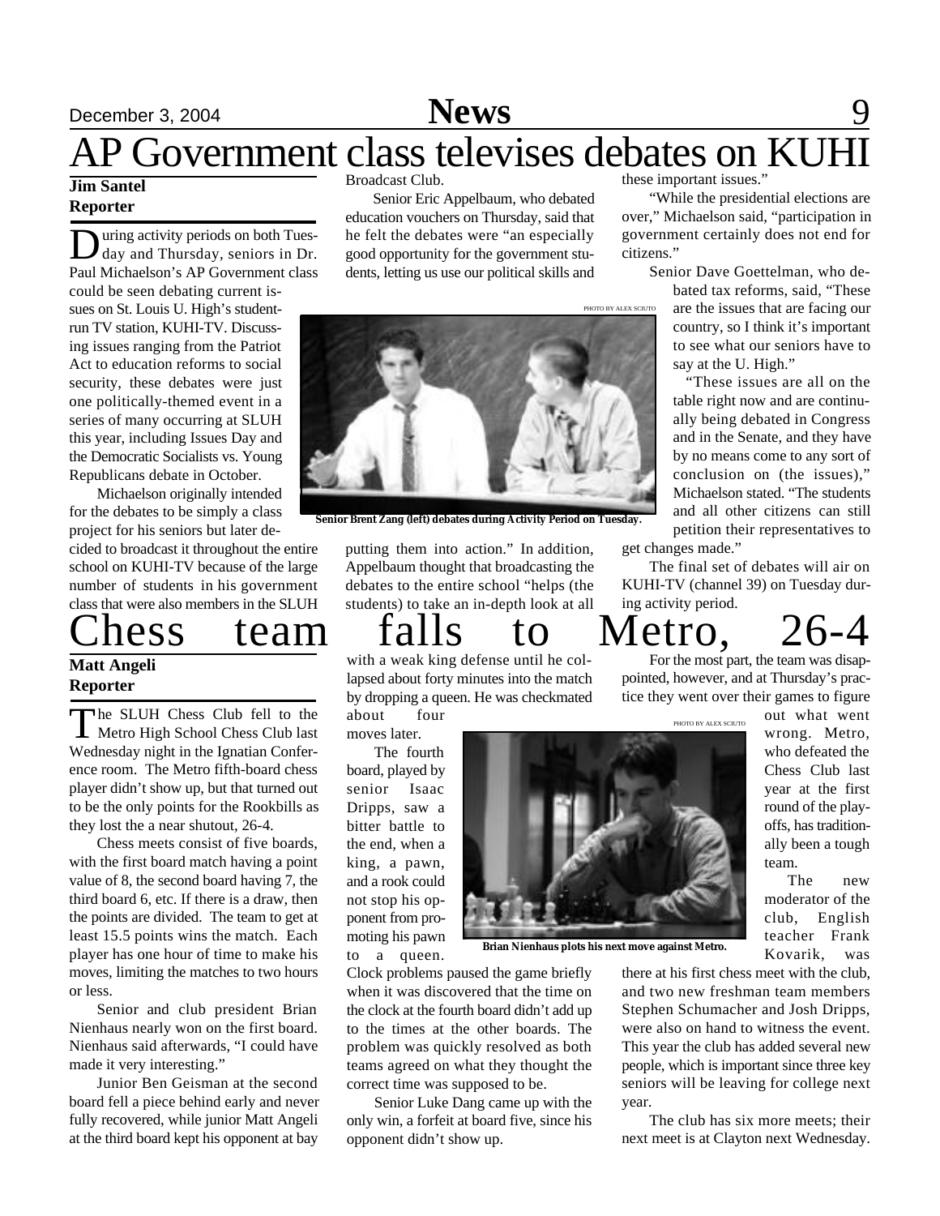# AP Government class televises debates on KUHI

**Jim Santel**
**Reporter**

During activity periods on both Tuesday and Thursday, seniors in Dr. Paul Michaelson's AP Government class could be seen debating current issues on St. Louis U. High's student-run TV station, KUHI-TV. Discussing issues ranging from the Patriot Act to education reforms to social security, these debates were just one politically-themed event in a series of many occurring at SLUH this year, including Issues Day and the Democratic Socialists vs. Young Republicans debate in October.

Michaelson originally intended for the debates to be simply a class project for his seniors but later decided to broadcast it throughout the entire school on KUHI-TV because of the large number of students in his government class that were also members in the SLUH Broadcast Club.

Senior Eric Appelbaum, who debated education vouchers on Thursday, said that he felt the debates were "an especially good opportunity for the government students, letting us use our political skills and putting them into action." In addition, Appelbaum thought that broadcasting the debates to the entire school "helps (the students) to take an in-depth look at all these important issues."

PHOTO BY ALEX SCIUTO

Senior Brent Zang (left) debates during Activity Period on Tuesday.

"While the presidential elections are over," Michaelson said, "participation in government certainly does not end for citizens."

Senior Dave Goettelman, who debated tax reforms, said, "These are the issues that are facing our country, so I think it's important to see what our seniors have to say at the U. High."

"These issues are all on the table right now and are continually being debated in Congress and in the Senate, and they have by no means come to any sort of conclusion on (the issues)," Michaelson stated. "The students and all other citizens can still petition their representatives to get changes made."

The final set of debates will air on KUHI-TV (channel 39) on Tuesday during activity period.

# Chess team falls to Metro, 26-4

**Matt Angeli**
**Reporter**

The SLUH Chess Club fell to the Metro High School Chess Club last Wednesday night in the Ignatian Conference room. The Metro fifth-board chess player didn't show up, but that turned out to be the only points for the Rookbills as they lost the a near shutout, 26-4.

Chess meets consist of five boards, with the first board match having a point value of 8, the second board having 7, the third board 6, etc. If there is a draw, then the points are divided. The team to get at least 15.5 points wins the match. Each player has one hour of time to make his moves, limiting the matches to two hours or less.

Senior and club president Brian Nienhaus nearly won on the first board. Nienhaus said afterwards, "I could have made it very interesting."

Junior Ben Geisman at the second board fell a piece behind early and never fully recovered, while junior Matt Angeli at the third board kept his opponent at bay with a weak king defense until he collapsed about forty minutes into the match by dropping a queen. He was checkmated about four moves later.

The fourth board, played by senior Isaac Dripps, saw a bitter battle to the end, when a king, a pawn, and a rook could not stop his opponent from promoting his pawn to a queen. Clock problems paused the game briefly when it was discovered that the time on the clock at the fourth board didn't add up to the times at the other boards. The problem was quickly resolved as both teams agreed on what they thought the correct time was supposed to be.

PHOTO BY ALEX SCIUTO

Brian Nienhaus plots his next move against Metro.

Senior Luke Dang came up with the only win, a forfeit at board five, since his opponent didn't show up.

For the most part, the team was disappointed, however, and at Thursday's practice they went over their games to figure out what went wrong. Metro, who defeated the Chess Club last year at the first round of the playoffs, has traditionally been a tough team.

The new moderator of the club, English teacher Frank Kovarik, was there at his first chess meet with the club, and two new freshman team members Stephen Schumacher and Josh Dripps, were also on hand to witness the event. This year the club has added several new people, which is important since three key seniors will be leaving for college next year.

The club has six more meets; their next meet is at Clayton next Wednesday.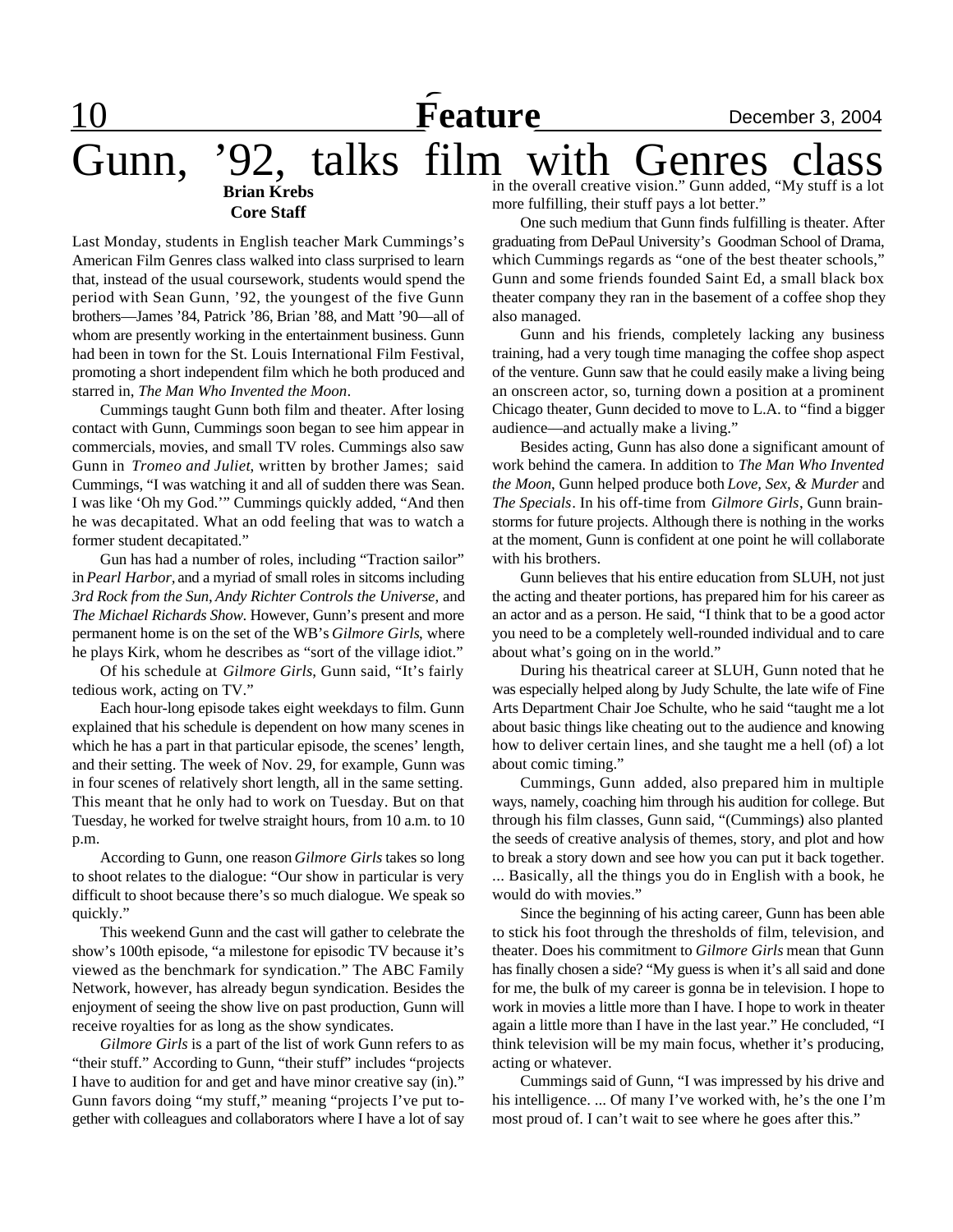# Gunn, '92, talks film with Genres class

**Brian Krebs**
**Core Staff**

Last Monday, students in English teacher Mark Cummings's American Film Genres class walked into class surprised to learn that, instead of the usual coursework, students would spend the period with Sean Gunn, '92, the youngest of the five Gunn brothers—James '84, Patrick '86, Brian '88, and Matt '90—all of whom are presently working in the entertainment business. Gunn had been in town for the St. Louis International Film Festival, promoting a short independent film which he both produced and starred in, *The Man Who Invented the Moon*.

Cummings taught Gunn both film and theater. After losing contact with Gunn, Cummings soon began to see him appear in commercials, movies, and small TV roles. Cummings also saw Gunn in *Tromeo and Juliet*, written by brother James; said Cummings, "I was watching it and all of sudden there was Sean. I was like 'Oh my God.'" Cummings quickly added, "And then he was decapitated. What an odd feeling that was to watch a former student decapitated."

Gun has had a number of roles, including "Traction sailor" in *Pearl Harbor*, and a myriad of small roles in sitcoms including *3rd Rock from the Sun*, *Andy Richter Controls the Universe*, and *The Michael Richards Show.* However, Gunn's present and more permanent home is on the set of the WB's *Gilmore Girls*, where he plays Kirk, whom he describes as "sort of the village idiot."

Of his schedule at *Gilmore Girls*, Gunn said, "It's fairly tedious work, acting on TV."

Each hour-long episode takes eight weekdays to film. Gunn explained that his schedule is dependent on how many scenes in which he has a part in that particular episode, the scenes' length, and their setting. The week of Nov. 29, for example, Gunn was in four scenes of relatively short length, all in the same setting. This meant that he only had to work on Tuesday. But on that Tuesday, he worked for twelve straight hours, from 10 a.m. to 10 p.m.

According to Gunn, one reason *Gilmore Girls* takes so long to shoot relates to the dialogue: "Our show in particular is very difficult to shoot because there's so much dialogue. We speak so quickly."

This weekend Gunn and the cast will gather to celebrate the show's 100th episode, "a milestone for episodic TV because it's viewed as the benchmark for syndication." The ABC Family Network, however, has already begun syndication. Besides the enjoyment of seeing the show live on past production, Gunn will receive royalties for as long as the show syndicates.

*Gilmore Girls* is a part of the list of work Gunn refers to as "their stuff." According to Gunn, "their stuff" includes "projects I have to audition for and get and have minor creative say (in)." Gunn favors doing "my stuff," meaning "projects I've put together with colleagues and collaborators where I have a lot of say in the overall creative vision." Gunn added, "My stuff is a lot more fulfilling, their stuff pays a lot better."

One such medium that Gunn finds fulfilling is theater. After graduating from DePaul University's Goodman School of Drama, which Cummings regards as "one of the best theater schools," Gunn and some friends founded Saint Ed, a small black box theater company they ran in the basement of a coffee shop they also managed.

Gunn and his friends, completely lacking any business training, had a very tough time managing the coffee shop aspect of the venture. Gunn saw that he could easily make a living being an onscreen actor, so, turning down a position at a prominent Chicago theater, Gunn decided to move to L.A. to "find a bigger audience—and actually make a living."

Besides acting, Gunn has also done a significant amount of work behind the camera. In addition to *The Man Who Invented the Moon*, Gunn helped produce both *Love, Sex, & Murder* and *The Specials*. In his off-time from *Gilmore Girls*, Gunn brainstorms for future projects. Although there is nothing in the works at the moment, Gunn is confident at one point he will collaborate with his brothers.

Gunn believes that his entire education from SLUH, not just the acting and theater portions, has prepared him for his career as an actor and as a person. He said, "I think that to be a good actor you need to be a completely well-rounded individual and to care about what's going on in the world."

During his theatrical career at SLUH, Gunn noted that he was especially helped along by Judy Schulte, the late wife of Fine Arts Department Chair Joe Schulte, who he said "taught me a lot about basic things like cheating out to the audience and knowing how to deliver certain lines, and she taught me a hell (of) a lot about comic timing."

Cummings, Gunn added, also prepared him in multiple ways, namely, coaching him through his audition for college. But through his film classes, Gunn said, "(Cummings) also planted the seeds of creative analysis of themes, story, and plot and how to break a story down and see how you can put it back together. ... Basically, all the things you do in English with a book, he would do with movies."

Since the beginning of his acting career, Gunn has been able to stick his foot through the thresholds of film, television, and theater. Does his commitment to *Gilmore Girls* mean that Gunn has finally chosen a side? "My guess is when it's all said and done for me, the bulk of my career is gonna be in television. I hope to work in movies a little more than I have. I hope to work in theater again a little more than I have in the last year." He concluded, "I think television will be my main focus, whether it's producing, acting or whatever.

Cummings said of Gunn, "I was impressed by his drive and his intelligence. ... Of many I've worked with, he's the one I'm most proud of. I can't wait to see where he goes after this."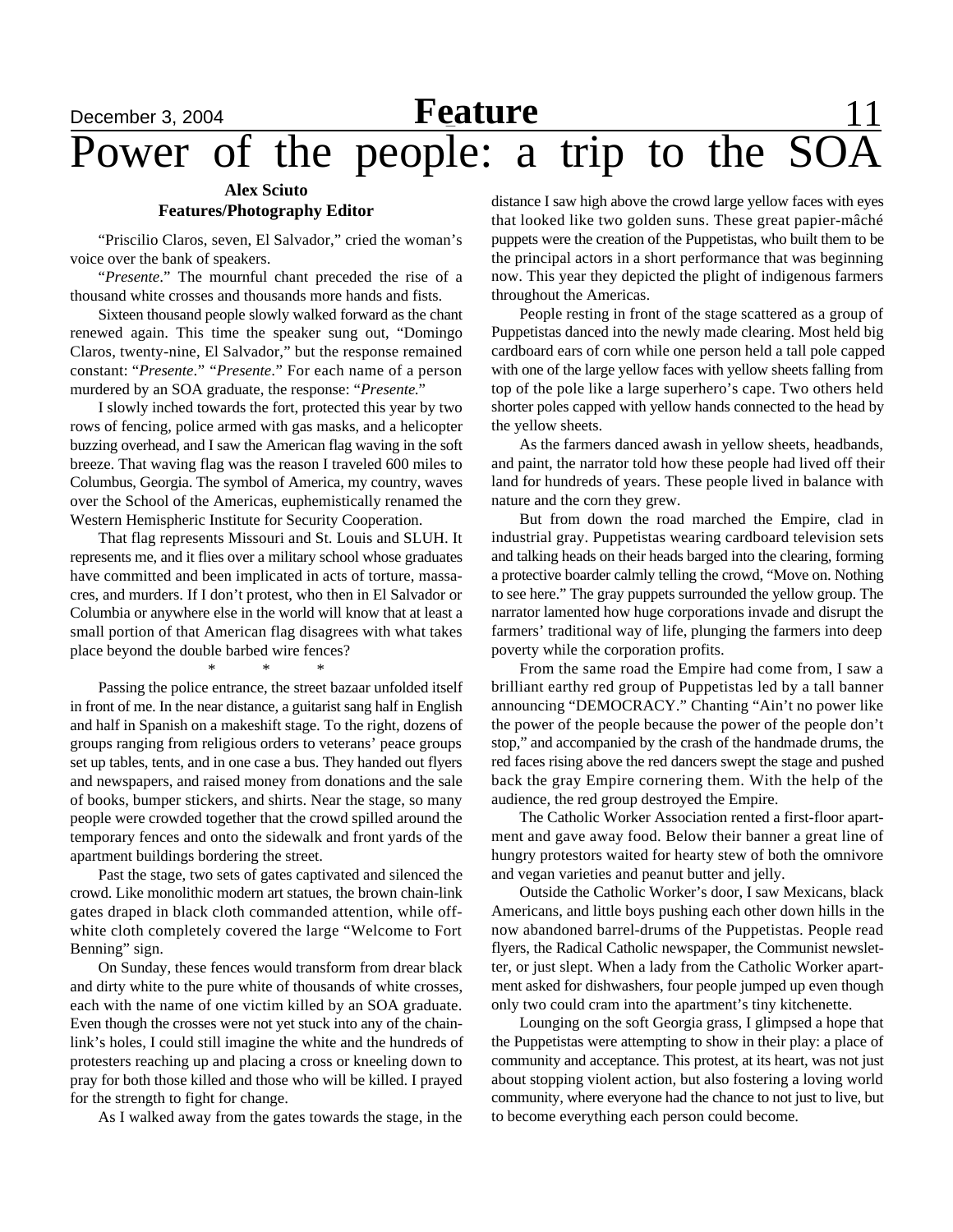# Power of the people: a trip to the SOA

**Alex Sciuto**
**Features/Photography Editor**

"Priscilio Claros, seven, El Salvador," cried the woman's voice over the bank of speakers.

"*Presente*." The mournful chant preceded the rise of a thousand white crosses and thousands more hands and fists.

Sixteen thousand people slowly walked forward as the chant renewed again. This time the speaker sung out, "Domingo Claros, twenty-nine, El Salvador," but the response remained constant: "*Presente*." "*Presente*." For each name of a person murdered by an SOA graduate, the response: "*Presente.*"

I slowly inched towards the fort, protected this year by two rows of fencing, police armed with gas masks, and a helicopter buzzing overhead, and I saw the American flag waving in the soft breeze. That waving flag was the reason I traveled 600 miles to Columbus, Georgia. The symbol of America, my country, waves over the School of the Americas, euphemistically renamed the Western Hemispheric Institute for Security Cooperation.

That flag represents Missouri and St. Louis and SLUH. It represents me, and it flies over a military school whose graduates have committed and been implicated in acts of torture, massacres, and murders. If I don't protest, who then in El Salvador or Columbia or anywhere else in the world will know that at least a small portion of that American flag disagrees with what takes place beyond the double barbed wire fences?

\* \* \*

Passing the police entrance, the street bazaar unfolded itself in front of me. In the near distance, a guitarist sang half in English and half in Spanish on a makeshift stage. To the right, dozens of groups ranging from religious orders to veterans' peace groups set up tables, tents, and in one case a bus. They handed out flyers and newspapers, and raised money from donations and the sale of books, bumper stickers, and shirts. Near the stage, so many people were crowded together that the crowd spilled around the temporary fences and onto the sidewalk and front yards of the apartment buildings bordering the street.

Past the stage, two sets of gates captivated and silenced the crowd. Like monolithic modern art statues, the brown chain-link gates draped in black cloth commanded attention, while off-white cloth completely covered the large "Welcome to Fort Benning" sign.

On Sunday, these fences would transform from drear black and dirty white to the pure white of thousands of white crosses, each with the name of one victim killed by an SOA graduate. Even though the crosses were not yet stuck into any of the chain-link's holes, I could still imagine the white and the hundreds of protesters reaching up and placing a cross or kneeling down to pray for both those killed and those who will be killed. I prayed for the strength to fight for change.

As I walked away from the gates towards the stage, in the distance I saw high above the crowd large yellow faces with eyes that looked like two golden suns. These great papier-mâché puppets were the creation of the Puppetistas, who built them to be the principal actors in a short performance that was beginning now. This year they depicted the plight of indigenous farmers throughout the Americas.

People resting in front of the stage scattered as a group of Puppetistas danced into the newly made clearing. Most held big cardboard ears of corn while one person held a tall pole capped with one of the large yellow faces with yellow sheets falling from top of the pole like a large superhero's cape. Two others held shorter poles capped with yellow hands connected to the head by the yellow sheets.

As the farmers danced awash in yellow sheets, headbands, and paint, the narrator told how these people had lived off their land for hundreds of years. These people lived in balance with nature and the corn they grew.

But from down the road marched the Empire, clad in industrial gray. Puppetistas wearing cardboard television sets and talking heads on their heads barged into the clearing, forming a protective boarder calmly telling the crowd, "Move on. Nothing to see here." The gray puppets surrounded the yellow group. The narrator lamented how huge corporations invade and disrupt the farmers' traditional way of life, plunging the farmers into deep poverty while the corporation profits.

From the same road the Empire had come from, I saw a brilliant earthy red group of Puppetistas led by a tall banner announcing "DEMOCRACY." Chanting "Ain't no power like the power of the people because the power of the people don't stop," and accompanied by the crash of the handmade drums, the red faces rising above the red dancers swept the stage and pushed back the gray Empire cornering them. With the help of the audience, the red group destroyed the Empire.

The Catholic Worker Association rented a first-floor apartment and gave away food. Below their banner a great line of hungry protestors waited for hearty stew of both the omnivore and vegan varieties and peanut butter and jelly.

Outside the Catholic Worker's door, I saw Mexicans, black Americans, and little boys pushing each other down hills in the now abandoned barrel-drums of the Puppetistas. People read flyers, the Radical Catholic newspaper, the Communist newsletter, or just slept. When a lady from the Catholic Worker apartment asked for dishwashers, four people jumped up even though only two could cram into the apartment's tiny kitchenette.

Lounging on the soft Georgia grass, I glimpsed a hope that the Puppetistas were attempting to show in their play: a place of community and acceptance. This protest, at its heart, was not just about stopping violent action, but also fostering a loving world community, where everyone had the chance to not just to live, but to become everything each person could become.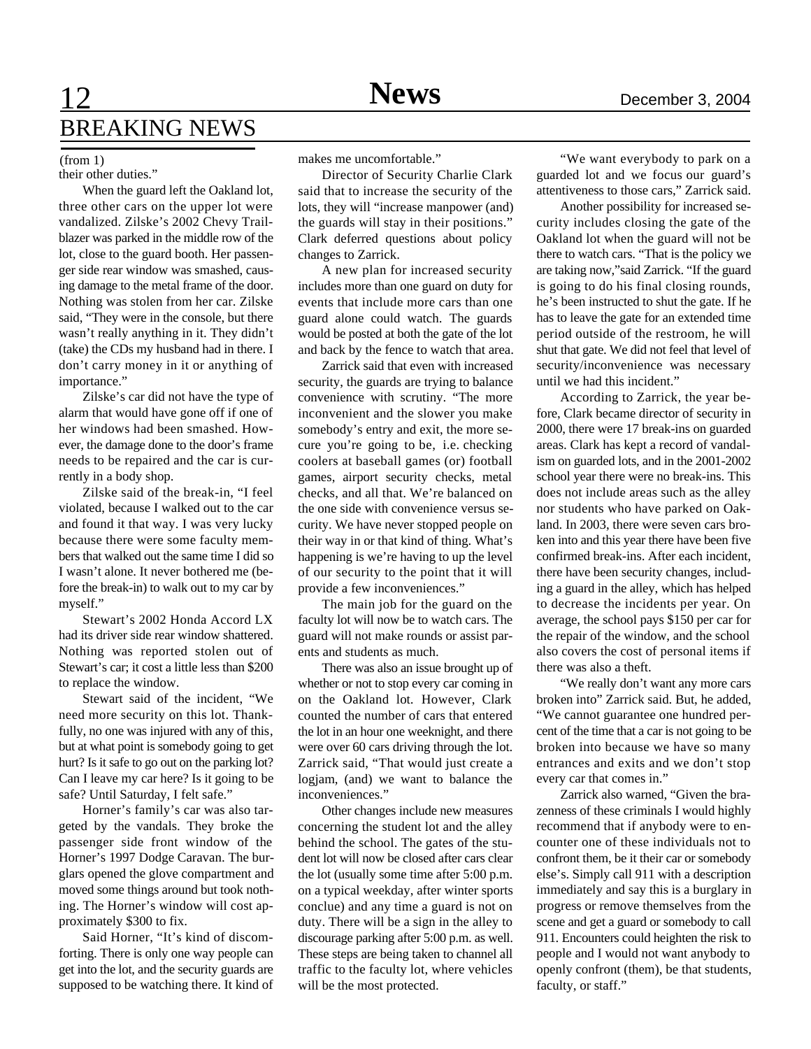# BREAKING NEWS

(from 1)

their other duties."

When the guard left the Oakland lot, three other cars on the upper lot were vandalized. Zilske's 2002 Chevy Trailblazer was parked in the middle row of the lot, close to the guard booth. Her passenger side rear window was smashed, causing damage to the metal frame of the door. Nothing was stolen from her car. Zilske said, "They were in the console, but there wasn't really anything in it. They didn't (take) the CDs my husband had in there. I don't carry money in it or anything of importance."

Zilske's car did not have the type of alarm that would have gone off if one of her windows had been smashed. However, the damage done to the door's frame needs to be repaired and the car is currently in a body shop.

Zilske said of the break-in, "I feel violated, because I walked out to the car and found it that way. I was very lucky because there were some faculty members that walked out the same time I did so I wasn't alone. It never bothered me (before the break-in) to walk out to my car by myself."

Stewart's 2002 Honda Accord LX had its driver side rear window shattered. Nothing was reported stolen out of Stewart's car; it cost a little less than $200 to replace the window.

Stewart said of the incident, "We need more security on this lot. Thankfully, no one was injured with any of this, but at what point is somebody going to get hurt? Is it safe to go out on the parking lot? Can I leave my car here? Is it going to be safe? Until Saturday, I felt safe."

Horner's family's car was also targeted by the vandals. They broke the passenger side front window of the Horner's 1997 Dodge Caravan. The burglars opened the glove compartment and moved some things around but took nothing. The Horner's window will cost approximately $300 to fix.

Said Horner, "It's kind of discomforting. There is only one way people can get into the lot, and the security guards are supposed to be watching there. It kind of makes me uncomfortable."

Director of Security Charlie Clark said that to increase the security of the lots, they will "increase manpower (and) the guards will stay in their positions." Clark deferred questions about policy changes to Zarrick.

A new plan for increased security includes more than one guard on duty for events that include more cars than one guard alone could watch. The guards would be posted at both the gate of the lot and back by the fence to watch that area.

Zarrick said that even with increased security, the guards are trying to balance convenience with scrutiny. "The more inconvenient and the slower you make somebody's entry and exit, the more secure you're going to be, i.e. checking coolers at baseball games (or) football games, airport security checks, metal checks, and all that. We're balanced on the one side with convenience versus security. We have never stopped people on their way in or that kind of thing. What's happening is we're having to up the level of our security to the point that it will provide a few inconveniences."

The main job for the guard on the faculty lot will now be to watch cars. The guard will not make rounds or assist parents and students as much.

There was also an issue brought up of whether or not to stop every car coming in on the Oakland lot. However, Clark counted the number of cars that entered the lot in an hour one weeknight, and there were over 60 cars driving through the lot. Zarrick said, "That would just create a logjam, (and) we want to balance the inconveniences."

Other changes include new measures concerning the student lot and the alley behind the school. The gates of the student lot will now be closed after cars clear the lot (usually some time after 5:00 p.m. on a typical weekday, after winter sports conclue) and any time a guard is not on duty. There will be a sign in the alley to discourage parking after 5:00 p.m. as well. These steps are being taken to channel all traffic to the faculty lot, where vehicles will be the most protected.

"We want everybody to park on a guarded lot and we focus our guard's attentiveness to those cars," Zarrick said.

Another possibility for increased security includes closing the gate of the Oakland lot when the guard will not be there to watch cars. "That is the policy we are taking now,"said Zarrick. "If the guard is going to do his final closing rounds, he's been instructed to shut the gate. If he has to leave the gate for an extended time period outside of the restroom, he will shut that gate. We did not feel that level of security/inconvenience was necessary until we had this incident."

According to Zarrick, the year before, Clark became director of security in 2000, there were 17 break-ins on guarded areas. Clark has kept a record of vandalism on guarded lots, and in the 2001-2002 school year there were no break-ins. This does not include areas such as the alley nor students who have parked on Oakland. In 2003, there were seven cars broken into and this year there have been five confirmed break-ins. After each incident, there have been security changes, including a guard in the alley, which has helped to decrease the incidents per year. On average, the school pays $150 per car for the repair of the window, and the school also covers the cost of personal items if there was also a theft.

"We really don't want any more cars broken into" Zarrick said. But, he added, "We cannot guarantee one hundred percent of the time that a car is not going to be broken into because we have so many entrances and exits and we don't stop every car that comes in."

Zarrick also warned, "Given the brazenness of these criminals I would highly recommend that if anybody were to encounter one of these individuals not to confront them, be it their car or somebody else's. Simply call 911 with a description immediately and say this is a burglary in progress or remove themselves from the scene and get a guard or somebody to call 911. Encounters could heighten the risk to people and I would not want anybody to openly confront (them), be that students, faculty, or staff."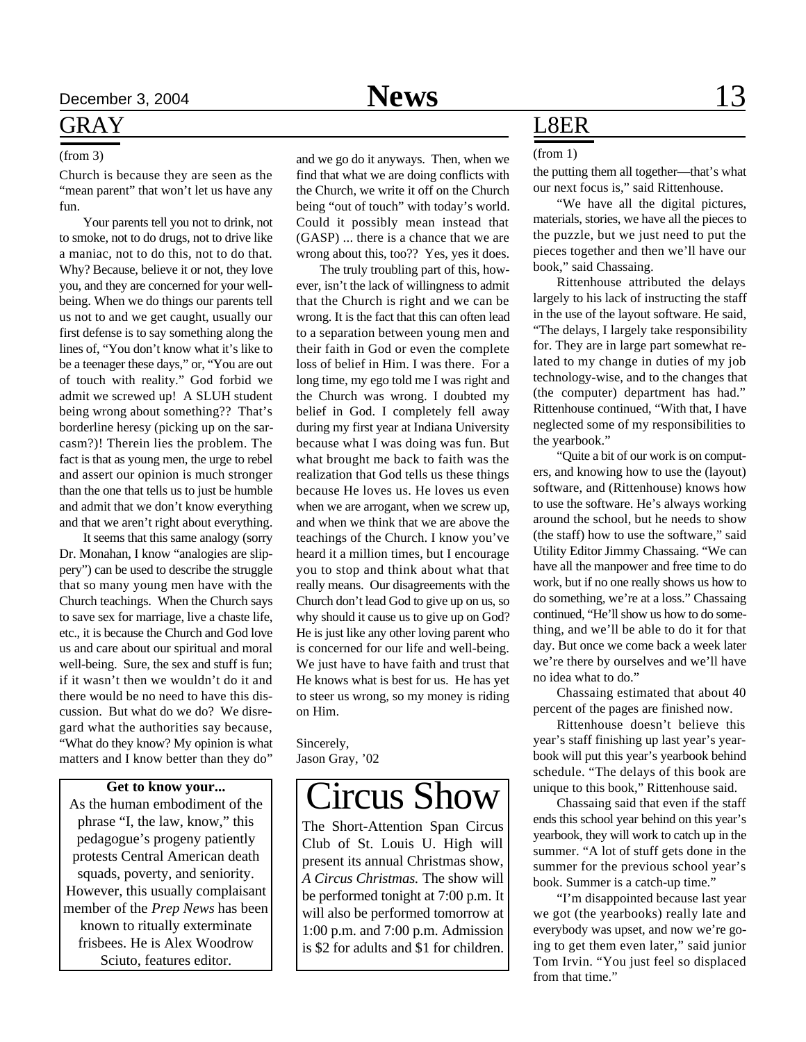## GRAY

(from 3)

Church is because they are seen as the "mean parent" that won't let us have any fun.

Your parents tell you not to drink, not to smoke, not to do drugs, not to drive like a maniac, not to do this, not to do that. Why? Because, believe it or not, they love you, and they are concerned for your well-being. When we do things our parents tell us not to and we get caught, usually our first defense is to say something along the lines of, "You don't know what it's like to be a teenager these days," or, "You are out of touch with reality." God forbid we admit we screwed up! A SLUH student being wrong about something?? That's borderline heresy (picking up on the sarcasm?)! Therein lies the problem. The fact is that as young men, the urge to rebel and assert our opinion is much stronger than the one that tells us to just be humble and admit that we don't know everything and that we aren't right about everything.

It seems that this same analogy (sorry Dr. Monahan, I know "analogies are slippery") can be used to describe the struggle that so many young men have with the Church teachings. When the Church says to save sex for marriage, live a chaste life, etc., it is because the Church and God love us and care about our spiritual and moral well-being. Sure, the sex and stuff is fun; if it wasn't then we wouldn't do it and there would be no need to have this discussion. But what do we do? We disregard what the authorities say because, "What do they know? My opinion is what matters and I know better than they do" and we go do it anyways. Then, when we find that what we are doing conflicts with the Church, we write it off on the Church being "out of touch" with today's world. Could it possibly mean instead that (GASP) ... there is a chance that we are wrong about this, too?? Yes, yes it does.

The truly troubling part of this, however, isn't the lack of willingness to admit that the Church is right and we can be wrong. It is the fact that this can often lead to a separation between young men and their faith in God or even the complete loss of belief in Him. I was there. For a long time, my ego told me I was right and the Church was wrong. I doubted my belief in God. I completely fell away during my first year at Indiana University because what I was doing was fun. But what brought me back to faith was the realization that God tells us these things because He loves us. He loves us even when we are arrogant, when we screw up, and when we think that we are above the teachings of the Church. I know you've heard it a million times, but I encourage you to stop and think about what that really means. Our disagreements with the Church don't lead God to give up on us, so why should it cause us to give up on God? He is just like any other loving parent who is concerned for our life and well-being. We just have to have faith and trust that He knows what is best for us. He has yet to steer us wrong, so my money is riding on Him.

Sincerely,
Jason Gray, '02

**Get to know your...**

As the human embodiment of the phrase "I, the law, know," this pedagogue's progeny patiently protests Central American death squads, poverty, and seniority. However, this usually complaisant member of the *Prep News* has been known to ritually exterminate frisbees. He is Alex Woodrow Sciuto, features editor.

## Circus Show

The Short-Attention Span Circus Club of St. Louis U. High will present its annual Christmas show, *A Circus Christmas.* The show will be performed tonight at 7:00 p.m. It will also be performed tomorrow at 1:00 p.m. and 7:00 p.m. Admission is $2 for adults and $1 for children.

## L8ER

(from 1)

the putting them all together—that's what our next focus is," said Rittenhouse.

"We have all the digital pictures, materials, stories, we have all the pieces to the puzzle, but we just need to put the pieces together and then we'll have our book," said Chassaing.

Rittenhouse attributed the delays largely to his lack of instructing the staff in the use of the layout software. He said, "The delays, I largely take responsibility for. They are in large part somewhat related to my change in duties of my job technology-wise, and to the changes that (the computer) department has had." Rittenhouse continued, "With that, I have neglected some of my responsibilities to the yearbook."

"Quite a bit of our work is on computers, and knowing how to use the (layout) software, and (Rittenhouse) knows how to use the software. He's always working around the school, but he needs to show (the staff) how to use the software," said Utility Editor Jimmy Chassaing. "We can have all the manpower and free time to do work, but if no one really shows us how to do something, we're at a loss." Chassaing continued, "He'll show us how to do something, and we'll be able to do it for that day. But once we come back a week later we're there by ourselves and we'll have no idea what to do."

Chassaing estimated that about 40 percent of the pages are finished now.

Rittenhouse doesn't believe this year's staff finishing up last year's yearbook will put this year's yearbook behind schedule. "The delays of this book are unique to this book," Rittenhouse said.

Chassaing said that even if the staff ends this school year behind on this year's yearbook, they will work to catch up in the summer. "A lot of stuff gets done in the summer for the previous school year's book. Summer is a catch-up time."

"I'm disappointed because last year we got (the yearbooks) really late and everybody was upset, and now we're going to get them even later," said junior Tom Irvin. "You just feel so displaced from that time."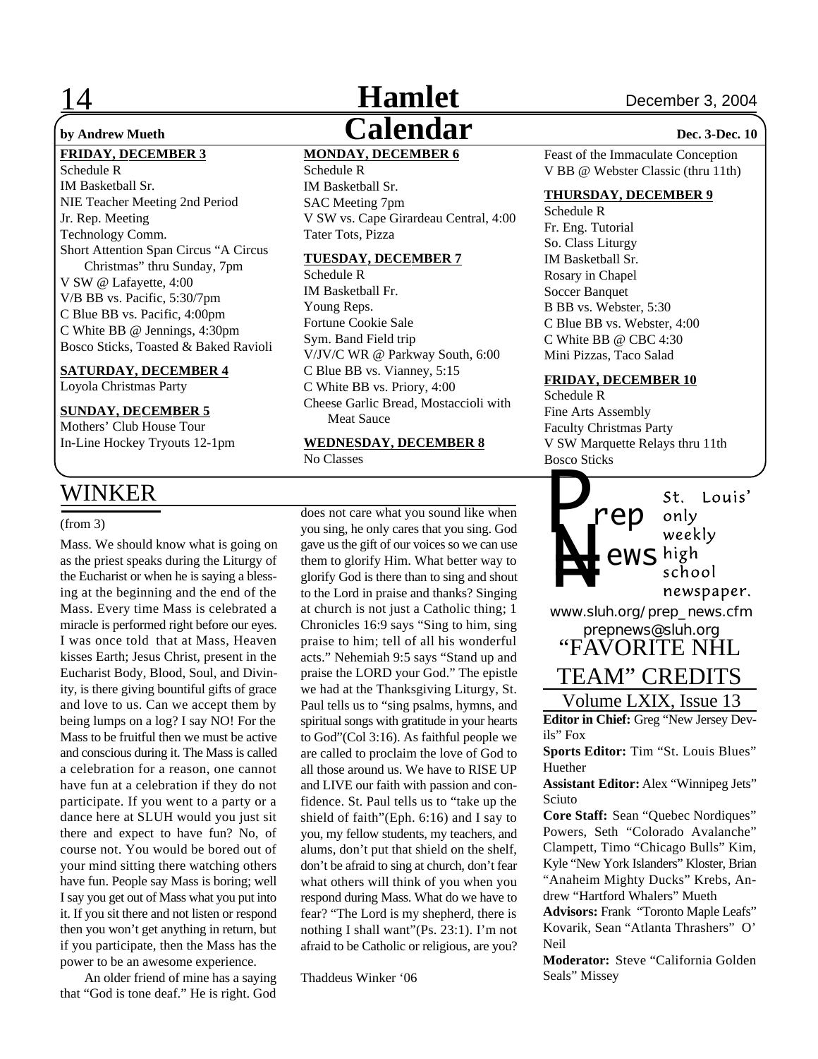# Hamlet Calendar

**by Andrew Mueth** **Dec. 3-Dec. 10**

**FRIDAY, DECEMBER 3**
Schedule R
IM Basketball Sr.
NIE Teacher Meeting 2nd Period
Jr. Rep. Meeting
Technology Comm.
Short Attention Span Circus "A Circus Christmas" thru Sunday, 7pm
V SW @ Lafayette, 4:00
V/B BB vs. Pacific, 5:30/7pm
C Blue BB vs. Pacific, 4:00pm
C White BB @ Jennings, 4:30pm
Bosco Sticks, Toasted & Baked Ravioli

**SATURDAY, DECEMBER 4**
Loyola Christmas Party

**SUNDAY, DECEMBER 5**
Mothers' Club House Tour
In-Line Hockey Tryouts 12-1pm

**MONDAY, DECEMBER 6**
Schedule R
IM Basketball Sr.
SAC Meeting 7pm
V SW vs. Cape Girardeau Central, 4:00
Tater Tots, Pizza

**TUESDAY, DECEMBER 7**
Schedule R
IM Basketball Fr.
Young Reps.
Fortune Cookie Sale
Sym. Band Field trip
V/JV/C WR @ Parkway South, 6:00
C Blue BB vs. Vianney, 5:15
C White BB vs. Priory, 4:00
Cheese Garlic Bread, Mostaccioli with Meat Sauce

**WEDNESDAY, DECEMBER 8**
No Classes
Feast of the Immaculate Conception
V BB @ Webster Classic (thru 11th)

**THURSDAY, DECEMBER 9**
Schedule R
Fr. Eng. Tutorial
So. Class Liturgy
IM Basketball Sr.
Rosary in Chapel
Soccer Banquet
B BB vs. Webster, 5:30
C Blue BB vs. Webster, 4:00
C White BB @ CBC 4:30
Mini Pizzas, Taco Salad

**FRIDAY, DECEMBER 10**
Schedule R
Fine Arts Assembly
Faculty Christmas Party
V SW Marquette Relays thru 11th
Bosco Sticks

## WINKER

(from 3)

Mass. We should know what is going on as the priest speaks during the Liturgy of the Eucharist or when he is saying a blessing at the beginning and the end of the Mass. Every time Mass is celebrated a miracle is performed right before our eyes. I was once told that at Mass, Heaven kisses Earth; Jesus Christ, present in the Eucharist Body, Blood, Soul, and Divinity, is there giving bountiful gifts of grace and love to us. Can we accept them by being lumps on a log? I say NO! For the Mass to be fruitful then we must be active and conscious during it. The Mass is called a celebration for a reason, one cannot have fun at a celebration if they do not participate. If you went to a party or a dance here at SLUH would you just sit there and expect to have fun? No, of course not. You would be bored out of your mind sitting there watching others have fun. People say Mass is boring; well I say you get out of Mass what you put into it. If you sit there and not listen or respond then you won't get anything in return, but if you participate, then the Mass has the power to be an awesome experience.

An older friend of mine has a saying that "God is tone deaf." He is right. God does not care what you sound like when you sing, he only cares that you sing. God gave us the gift of our voices so we can use them to glorify Him. What better way to glorify God is there than to sing and shout to the Lord in praise and thanks? Singing at church is not just a Catholic thing; 1 Chronicles 16:9 says "Sing to him, sing praise to him; tell of all his wonderful acts." Nehemiah 9:5 says "Stand up and praise the LORD your God." The epistle we had at the Thanksgiving Liturgy, St. Paul tells us to "sing psalms, hymns, and spiritual songs with gratitude in your hearts to God"(Col 3:16). As faithful people we are called to proclaim the love of God to all those around us. We have to RISE UP and LIVE our faith with passion and confidence. St. Paul tells us to "take up the shield of faith"(Eph. 6:16) and I say to you, my fellow students, my teachers, and alums, don't put that shield on the shelf, don't be afraid to sing at church, don't fear what others will think of you when you respond during Mass. What do we have to fear? "The Lord is my shepherd, there is nothing I shall want"(Ps. 23:1). I'm not afraid to be Catholic or religious, are you?

Thaddeus Winker '06

---

**Prep News** — St. Louis' only weekly high school newspaper.
www.sluh.org/prep_news.cfm
prepnews@sluh.org

## "FAVORITE NHL TEAM" CREDITS

Volume LXIX, Issue 13

**Editor in Chief:** Greg "New Jersey Devils" Fox

**Sports Editor:** Tim "St. Louis Blues" Huether

**Assistant Editor:** Alex "Winnipeg Jets" Sciuto

**Core Staff:** Sean "Quebec Nordiques" Powers, Seth "Colorado Avalanche" Clampett, Timo "Chicago Bulls" Kim, Kyle "New York Islanders" Kloster, Brian "Anaheim Mighty Ducks" Krebs, Andrew "Hartford Whalers" Mueth

**Advisors:** Frank "Toronto Maple Leafs" Kovarik, Sean "Atlanta Thrashers" O'Neil

**Moderator:** Steve "California Golden Seals" Missey